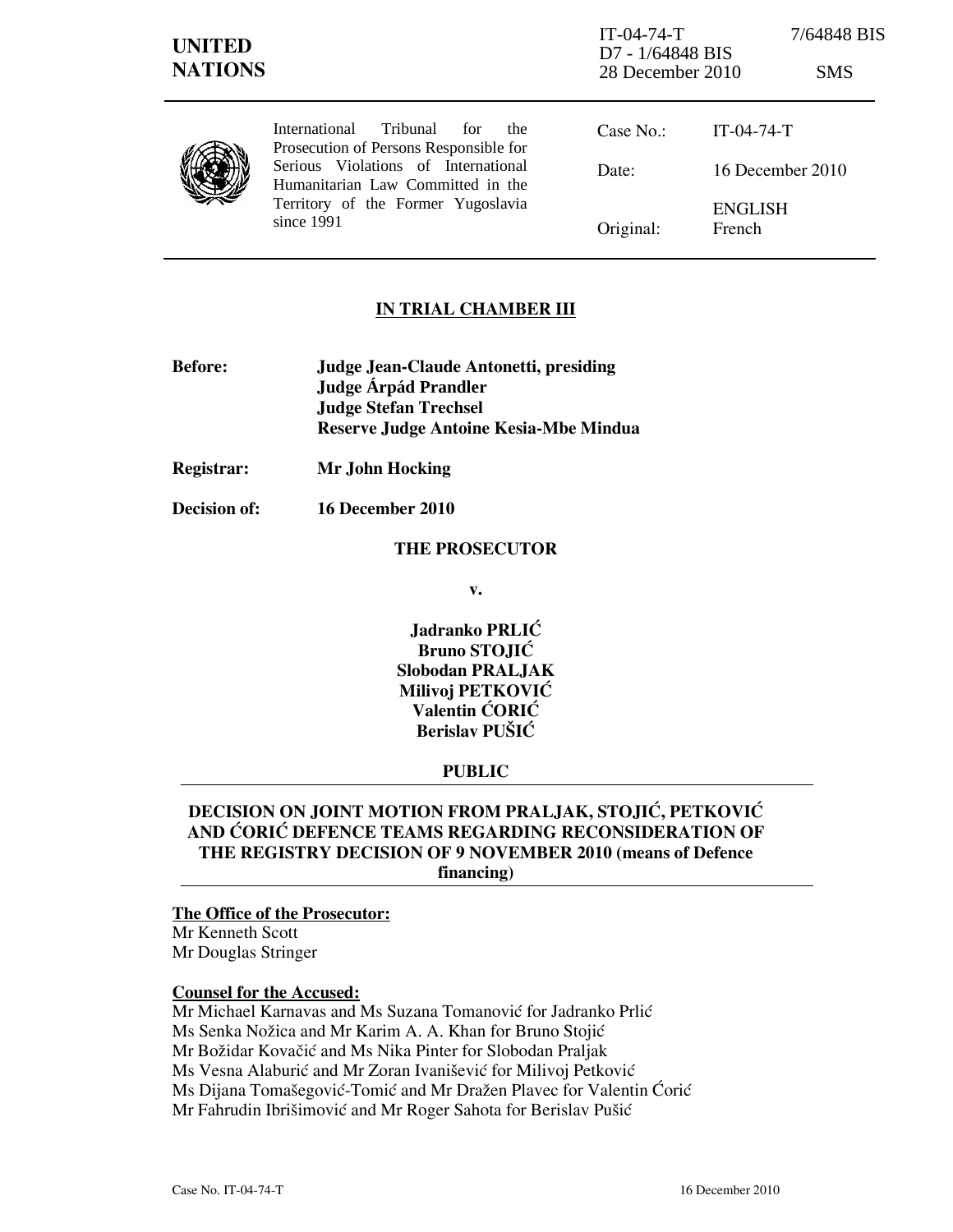**UNITED NATIONS**

IT-04-74-T 7/64848 BIS
D7 - 1/64848 BIS
28 December 2010 SMS

International Tribunal for the Prosecution of Persons Responsible for Serious Violations of International Humanitarian Law Committed in the Territory of the Former Yugoslavia since 1991

| | |
|---|---|
| Case No.: | IT-04-74-T |
| Date: | 16 December 2010 |
| | ENGLISH |
| Original: | French |

## IN TRIAL CHAMBER III

**Before:** **Judge Jean-Claude Antonetti, presiding**
**Judge Árpád Prandler**
**Judge Stefan Trechsel**
**Reserve Judge Antoine Kesia-Mbe Mindua**

**Registrar:** **Mr John Hocking**

**Decision of:** **16 December 2010**

**THE PROSECUTOR**

**v.**

**Jadranko PRLIĆ**
**Bruno STOJIĆ**
**Slobodan PRALJAK**
**Milivoj PETKOVIĆ**
**Valentin ĆORIĆ**
**Berislav PUŠIĆ**

**PUBLIC**

**DECISION ON JOINT MOTION FROM PRALJAK, STOJIĆ, PETKOVIĆ AND ĆORIĆ DEFENCE TEAMS REGARDING RECONSIDERATION OF THE REGISTRY DECISION OF 9 NOVEMBER 2010 (means of Defence financing)**

**The Office of the Prosecutor:**
Mr Kenneth Scott
Mr Douglas Stringer

**Counsel for the Accused:**
Mr Michael Karnavas and Ms Suzana Tomanović for Jadranko Prlić
Ms Senka Nožica and Mr Karim A. A. Khan for Bruno Stojić
Mr Božidar Kovačić and Ms Nika Pinter for Slobodan Praljak
Ms Vesna Alaburić and Mr Zoran Ivanišević for Milivoj Petković
Ms Dijana Tomašegović-Tomić and Mr Dražen Plavec for Valentin Ćorić
Mr Fahrudin Ibrišimović and Mr Roger Sahota for Berislav Pušić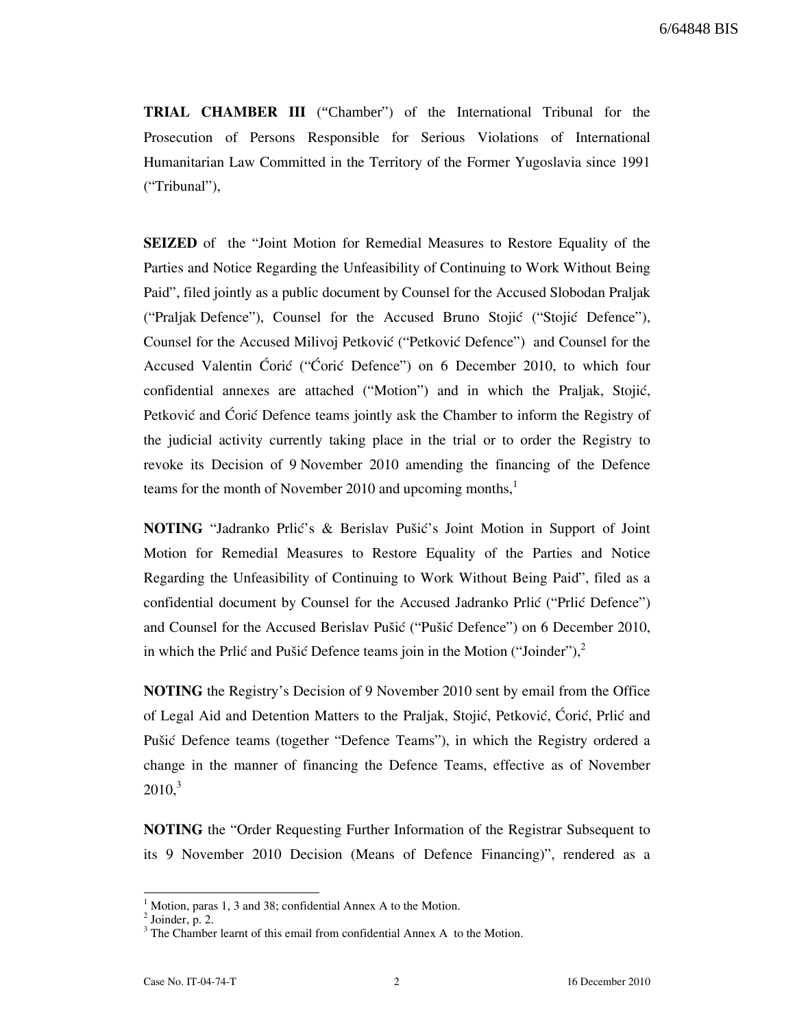**TRIAL CHAMBER III** ("Chamber") of the International Tribunal for the Prosecution of Persons Responsible for Serious Violations of International Humanitarian Law Committed in the Territory of the Former Yugoslavia since 1991 ("Tribunal"),

**SEIZED** of the "Joint Motion for Remedial Measures to Restore Equality of the Parties and Notice Regarding the Unfeasibility of Continuing to Work Without Being Paid", filed jointly as a public document by Counsel for the Accused Slobodan Praljak ("Praljak Defence"), Counsel for the Accused Bruno Stojić ("Stojić Defence"), Counsel for the Accused Milivoj Petković ("Petković Defence") and Counsel for the Accused Valentin Ćorić ("Ćorić Defence") on 6 December 2010, to which four confidential annexes are attached ("Motion") and in which the Praljak, Stojić, Petković and Ćorić Defence teams jointly ask the Chamber to inform the Registry of the judicial activity currently taking place in the trial or to order the Registry to revoke its Decision of 9 November 2010 amending the financing of the Defence teams for the month of November 2010 and upcoming months,[1]

**NOTING** "Jadranko Prlić's & Berislav Pušić's Joint Motion in Support of Joint Motion for Remedial Measures to Restore Equality of the Parties and Notice Regarding the Unfeasibility of Continuing to Work Without Being Paid", filed as a confidential document by Counsel for the Accused Jadranko Prlić ("Prlić Defence") and Counsel for the Accused Berislav Pušić ("Pušić Defence") on 6 December 2010, in which the Prlić and Pušić Defence teams join in the Motion ("Joinder"),[2]

**NOTING** the Registry's Decision of 9 November 2010 sent by email from the Office of Legal Aid and Detention Matters to the Praljak, Stojić, Petković, Ćorić, Prlić and Pušić Defence teams (together "Defence Teams"), in which the Registry ordered a change in the manner of financing the Defence Teams, effective as of November 2010,[3]

**NOTING** the "Order Requesting Further Information of the Registrar Subsequent to its 9 November 2010 Decision (Means of Defence Financing)", rendered as a

---

[1] Motion, paras 1, 3 and 38; confidential Annex A to the Motion.

[2] Joinder, p. 2.

[3] The Chamber learnt of this email from confidential Annex A to the Motion.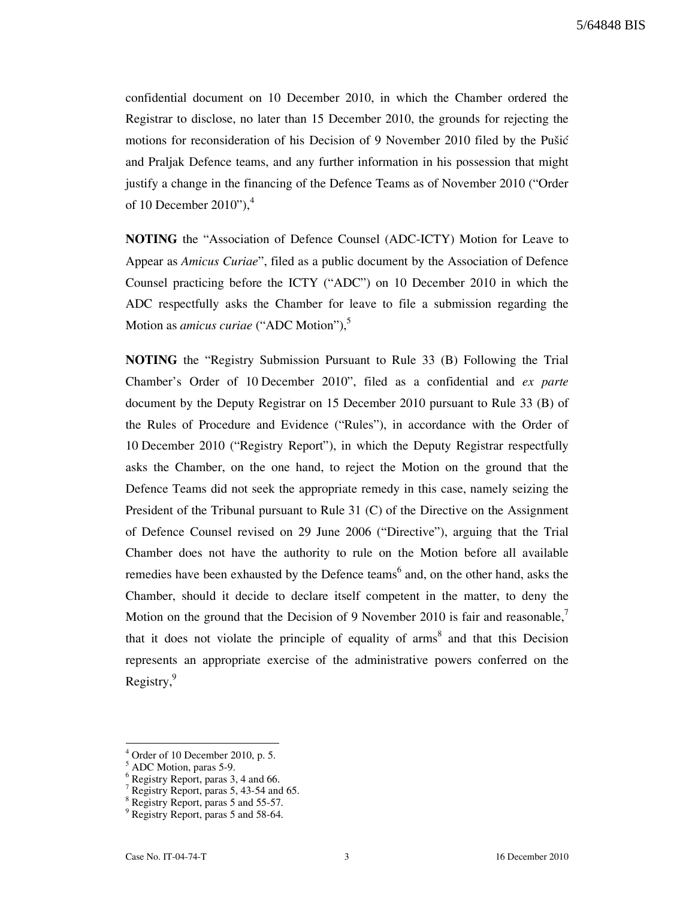confidential document on 10 December 2010, in which the Chamber ordered the Registrar to disclose, no later than 15 December 2010, the grounds for rejecting the motions for reconsideration of his Decision of 9 November 2010 filed by the Pušić and Praljak Defence teams, and any further information in his possession that might justify a change in the financing of the Defence Teams as of November 2010 ("Order of 10 December 2010"),[4]

**NOTING** the "Association of Defence Counsel (ADC-ICTY) Motion for Leave to Appear as *Amicus Curiae*", filed as a public document by the Association of Defence Counsel practicing before the ICTY ("ADC") on 10 December 2010 in which the ADC respectfully asks the Chamber for leave to file a submission regarding the Motion as *amicus curiae* ("ADC Motion"),[5]

**NOTING** the "Registry Submission Pursuant to Rule 33 (B) Following the Trial Chamber's Order of 10 December 2010", filed as a confidential and *ex parte* document by the Deputy Registrar on 15 December 2010 pursuant to Rule 33 (B) of the Rules of Procedure and Evidence ("Rules"), in accordance with the Order of 10 December 2010 ("Registry Report"), in which the Deputy Registrar respectfully asks the Chamber, on the one hand, to reject the Motion on the ground that the Defence Teams did not seek the appropriate remedy in this case, namely seizing the President of the Tribunal pursuant to Rule 31 (C) of the Directive on the Assignment of Defence Counsel revised on 29 June 2006 ("Directive"), arguing that the Trial Chamber does not have the authority to rule on the Motion before all available remedies have been exhausted by the Defence teams[6] and, on the other hand, asks the Chamber, should it decide to declare itself competent in the matter, to deny the Motion on the ground that the Decision of 9 November 2010 is fair and reasonable,[7] that it does not violate the principle of equality of arms[8] and that this Decision represents an appropriate exercise of the administrative powers conferred on the Registry,[9]

---

[4] Order of 10 December 2010, p. 5.
[5] ADC Motion, paras 5-9.
[6] Registry Report, paras 3, 4 and 66.
[7] Registry Report, paras 5, 43-54 and 65.
[8] Registry Report, paras 5 and 55-57.
[9] Registry Report, paras 5 and 58-64.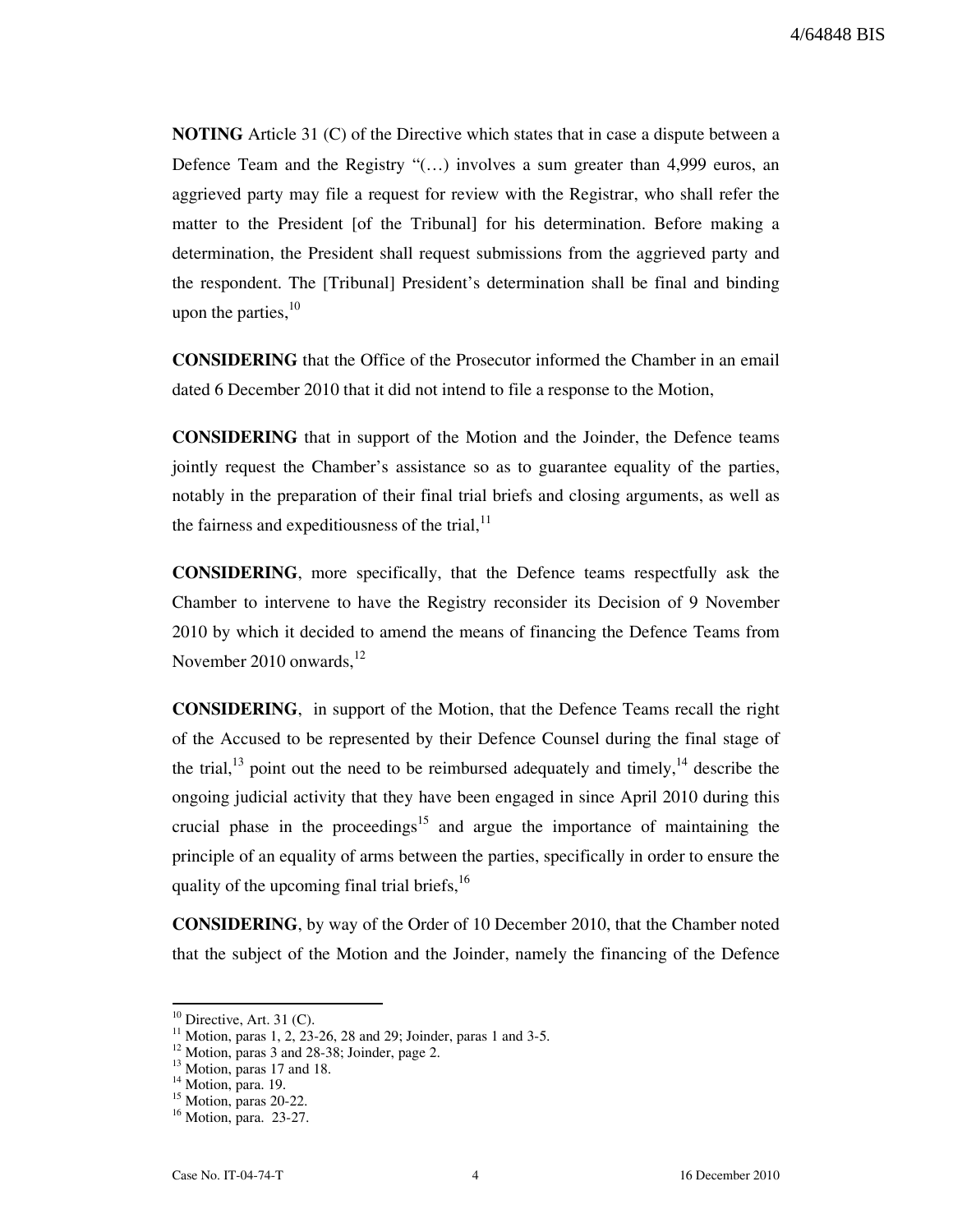**NOTING** Article 31 (C) of the Directive which states that in case a dispute between a Defence Team and the Registry "(…) involves a sum greater than 4,999 euros, an aggrieved party may file a request for review with the Registrar, who shall refer the matter to the President [of the Tribunal] for his determination. Before making a determination, the President shall request submissions from the aggrieved party and the respondent. The [Tribunal] President's determination shall be final and binding upon the parties,[10]

**CONSIDERING** that the Office of the Prosecutor informed the Chamber in an email dated 6 December 2010 that it did not intend to file a response to the Motion,

**CONSIDERING** that in support of the Motion and the Joinder, the Defence teams jointly request the Chamber's assistance so as to guarantee equality of the parties, notably in the preparation of their final trial briefs and closing arguments, as well as the fairness and expeditiousness of the trial,[11]

**CONSIDERING**, more specifically, that the Defence teams respectfully ask the Chamber to intervene to have the Registry reconsider its Decision of 9 November 2010 by which it decided to amend the means of financing the Defence Teams from November 2010 onwards,[12]

**CONSIDERING**, in support of the Motion, that the Defence Teams recall the right of the Accused to be represented by their Defence Counsel during the final stage of the trial,[13] point out the need to be reimbursed adequately and timely,[14] describe the ongoing judicial activity that they have been engaged in since April 2010 during this crucial phase in the proceedings[15] and argue the importance of maintaining the principle of an equality of arms between the parties, specifically in order to ensure the quality of the upcoming final trial briefs,[16]

**CONSIDERING**, by way of the Order of 10 December 2010, that the Chamber noted that the subject of the Motion and the Joinder, namely the financing of the Defence

---

[10] Directive, Art. 31 (C).
[11] Motion, paras 1, 2, 23-26, 28 and 29; Joinder, paras 1 and 3-5.
[12] Motion, paras 3 and 28-38; Joinder, page 2.
[13] Motion, paras 17 and 18.
[14] Motion, para. 19.
[15] Motion, paras 20-22.
[16] Motion, para. 23-27.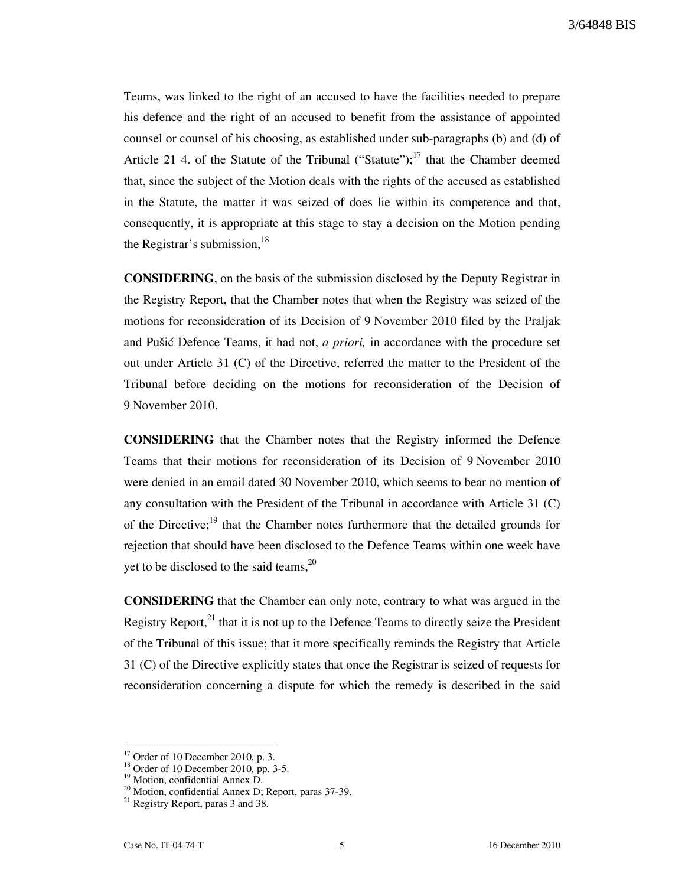Teams, was linked to the right of an accused to have the facilities needed to prepare his defence and the right of an accused to benefit from the assistance of appointed counsel or counsel of his choosing, as established under sub-paragraphs (b) and (d) of Article 21 4. of the Statute of the Tribunal ("Statute");[17] that the Chamber deemed that, since the subject of the Motion deals with the rights of the accused as established in the Statute, the matter it was seized of does lie within its competence and that, consequently, it is appropriate at this stage to stay a decision on the Motion pending the Registrar's submission,[18]

**CONSIDERING**, on the basis of the submission disclosed by the Deputy Registrar in the Registry Report, that the Chamber notes that when the Registry was seized of the motions for reconsideration of its Decision of 9 November 2010 filed by the Praljak and Pušić Defence Teams, it had not, *a priori,* in accordance with the procedure set out under Article 31 (C) of the Directive, referred the matter to the President of the Tribunal before deciding on the motions for reconsideration of the Decision of 9 November 2010,

**CONSIDERING** that the Chamber notes that the Registry informed the Defence Teams that their motions for reconsideration of its Decision of 9 November 2010 were denied in an email dated 30 November 2010, which seems to bear no mention of any consultation with the President of the Tribunal in accordance with Article 31 (C) of the Directive;[19] that the Chamber notes furthermore that the detailed grounds for rejection that should have been disclosed to the Defence Teams within one week have yet to be disclosed to the said teams,[20]

**CONSIDERING** that the Chamber can only note, contrary to what was argued in the Registry Report,[21] that it is not up to the Defence Teams to directly seize the President of the Tribunal of this issue; that it more specifically reminds the Registry that Article 31 (C) of the Directive explicitly states that once the Registrar is seized of requests for reconsideration concerning a dispute for which the remedy is described in the said

---

[17] Order of 10 December 2010, p. 3.

[18] Order of 10 December 2010, pp. 3-5.

[19] Motion, confidential Annex D.

[20] Motion, confidential Annex D; Report, paras 37-39.

[21] Registry Report, paras 3 and 38.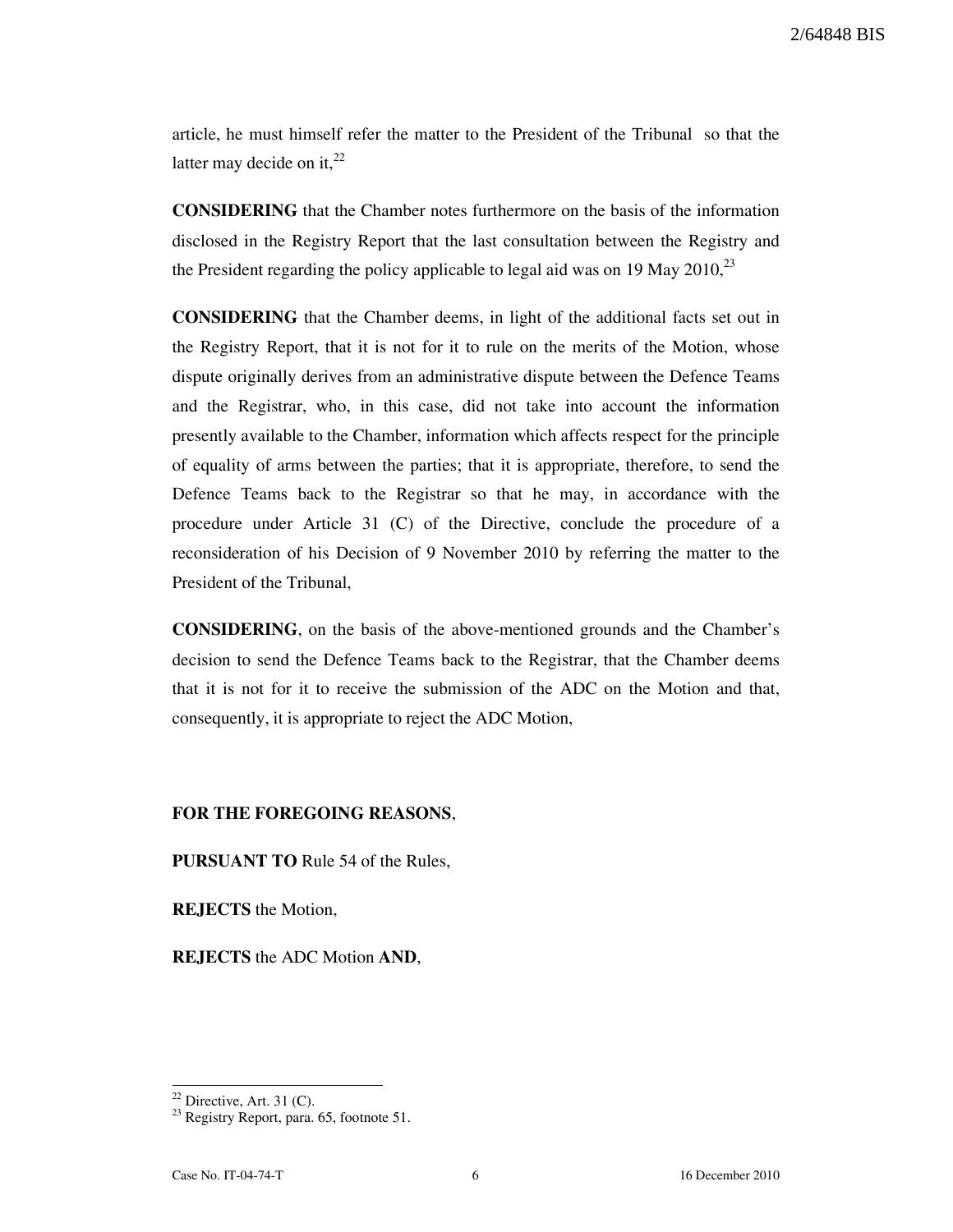article, he must himself refer the matter to the President of the Tribunal so that the latter may decide on it,[22]

**CONSIDERING** that the Chamber notes furthermore on the basis of the information disclosed in the Registry Report that the last consultation between the Registry and the President regarding the policy applicable to legal aid was on 19 May 2010,[23]

**CONSIDERING** that the Chamber deems, in light of the additional facts set out in the Registry Report, that it is not for it to rule on the merits of the Motion, whose dispute originally derives from an administrative dispute between the Defence Teams and the Registrar, who, in this case, did not take into account the information presently available to the Chamber, information which affects respect for the principle of equality of arms between the parties; that it is appropriate, therefore, to send the Defence Teams back to the Registrar so that he may, in accordance with the procedure under Article 31 (C) of the Directive, conclude the procedure of a reconsideration of his Decision of 9 November 2010 by referring the matter to the President of the Tribunal,

**CONSIDERING**, on the basis of the above-mentioned grounds and the Chamber's decision to send the Defence Teams back to the Registrar, that the Chamber deems that it is not for it to receive the submission of the ADC on the Motion and that, consequently, it is appropriate to reject the ADC Motion,

**FOR THE FOREGOING REASONS**,

**PURSUANT TO** Rule 54 of the Rules,

**REJECTS** the Motion,

**REJECTS** the ADC Motion **AND**,

---

[22] Directive, Art. 31 (C).

[23] Registry Report, para. 65, footnote 51.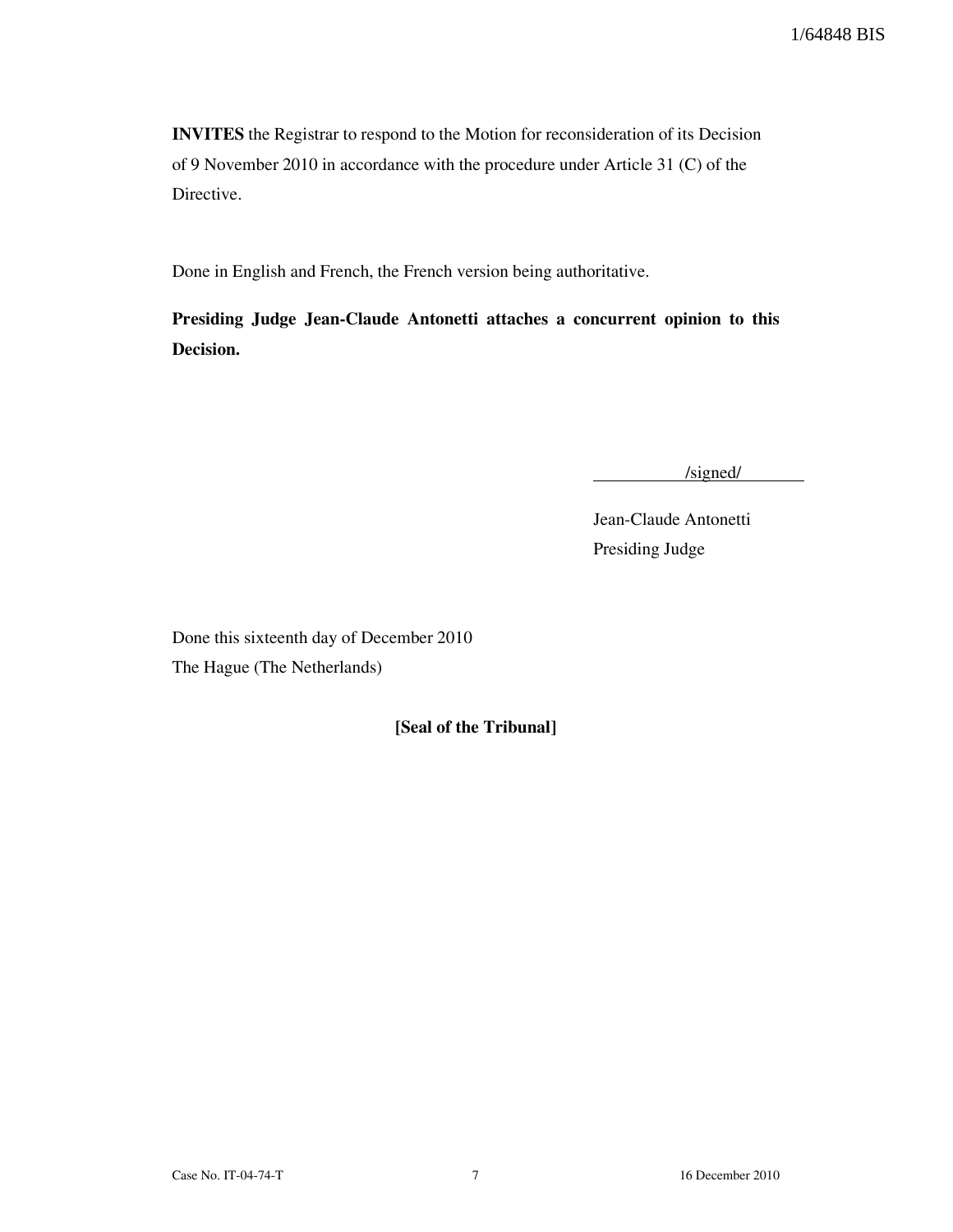**INVITES** the Registrar to respond to the Motion for reconsideration of its Decision of 9 November 2010 in accordance with the procedure under Article 31 (C) of the Directive.

Done in English and French, the French version being authoritative.

**Presiding Judge Jean-Claude Antonetti attaches a concurrent opinion to this Decision.**

/signed/

Jean-Claude Antonetti
Presiding Judge

Done this sixteenth day of December 2010
The Hague (The Netherlands)

**[Seal of the Tribunal]**